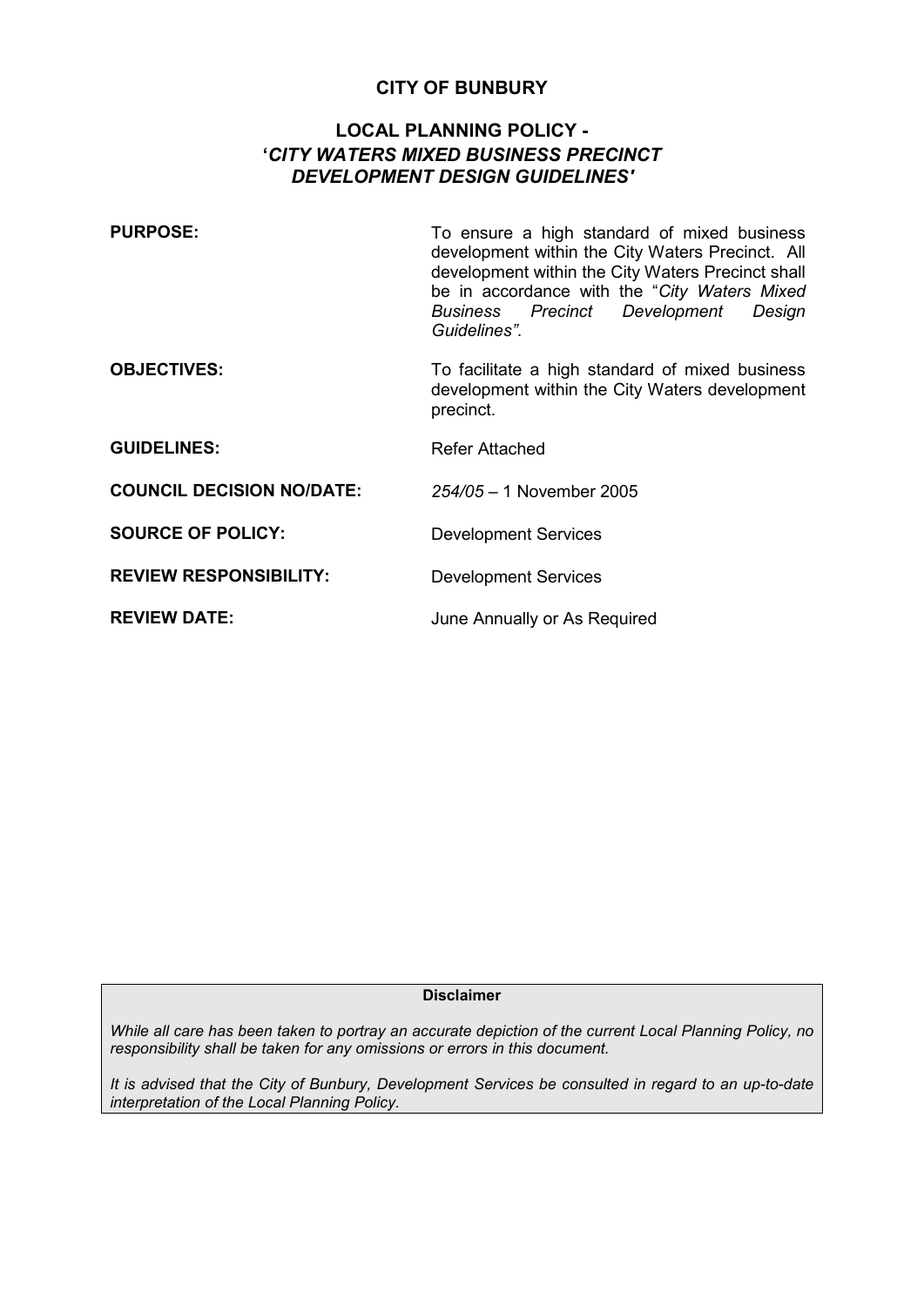# CITY OF BUNBURY

## LOCAL PLANNING POLICY - '*CITY WATERS MIXED BUSINESS PRECINCT DEVELOPMENT DESIGN GUIDELINES'*

| | |
|---|---|
| **PURPOSE:** | To ensure a high standard of mixed business development within the City Waters Precinct. All development within the City Waters Precinct shall be in accordance with the "*City Waters Mixed Business Precinct Development Design Guidelines"*. |
| **OBJECTIVES:** | To facilitate a high standard of mixed business development within the City Waters development precinct. |
| **GUIDELINES:** | Refer Attached |
| **COUNCIL DECISION NO/DATE:** | *254/05* – 1 November 2005 |
| **SOURCE OF POLICY:** | Development Services |
| **REVIEW RESPONSIBILITY:** | Development Services |
| **REVIEW DATE:** | June Annually or As Required |

**Disclaimer**

*While all care has been taken to portray an accurate depiction of the current Local Planning Policy, no responsibility shall be taken for any omissions or errors in this document.*

*It is advised that the City of Bunbury, Development Services be consulted in regard to an up-to-date interpretation of the Local Planning Policy.*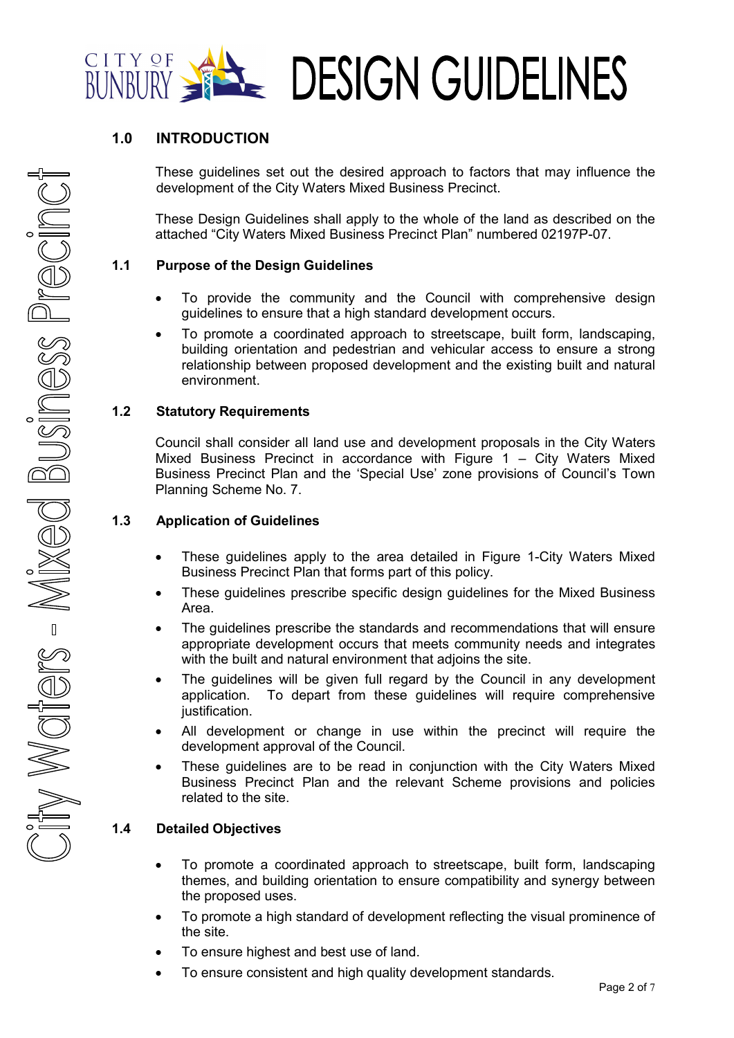## 1.0 INTRODUCTION

These guidelines set out the desired approach to factors that may influence the development of the City Waters Mixed Business Precinct.

These Design Guidelines shall apply to the whole of the land as described on the attached "City Waters Mixed Business Precinct Plan" numbered 02197P-07.

### 1.1 Purpose of the Design Guidelines

- To provide the community and the Council with comprehensive design guidelines to ensure that a high standard development occurs.
- To promote a coordinated approach to streetscape, built form, landscaping, building orientation and pedestrian and vehicular access to ensure a strong relationship between proposed development and the existing built and natural environment.

### 1.2 Statutory Requirements

Council shall consider all land use and development proposals in the City Waters Mixed Business Precinct in accordance with Figure 1 – City Waters Mixed Business Precinct Plan and the 'Special Use' zone provisions of Council's Town Planning Scheme No. 7.

### 1.3 Application of Guidelines

- These guidelines apply to the area detailed in Figure 1-City Waters Mixed Business Precinct Plan that forms part of this policy.
- These guidelines prescribe specific design guidelines for the Mixed Business Area.
- The guidelines prescribe the standards and recommendations that will ensure appropriate development occurs that meets community needs and integrates with the built and natural environment that adjoins the site.
- The guidelines will be given full regard by the Council in any development application. To depart from these guidelines will require comprehensive justification.
- All development or change in use within the precinct will require the development approval of the Council.
- These guidelines are to be read in conjunction with the City Waters Mixed Business Precinct Plan and the relevant Scheme provisions and policies related to the site.

### 1.4 Detailed Objectives

- To promote a coordinated approach to streetscape, built form, landscaping themes, and building orientation to ensure compatibility and synergy between the proposed uses.
- To promote a high standard of development reflecting the visual prominence of the site.
- To ensure highest and best use of land.
- To ensure consistent and high quality development standards.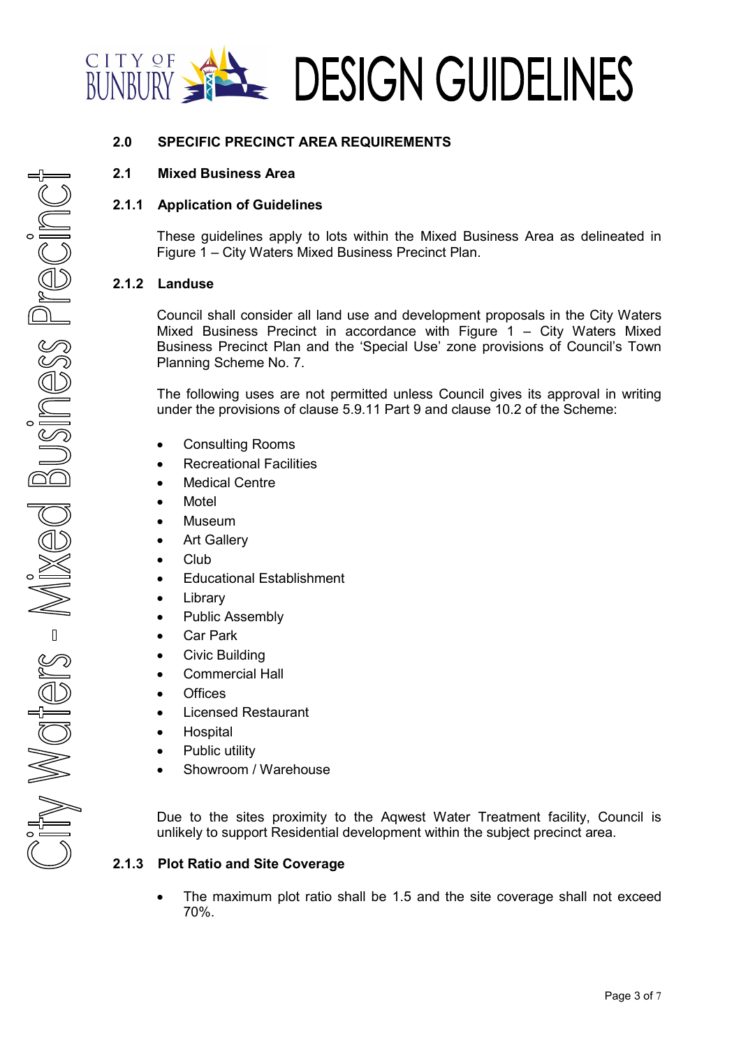## 2.0 SPECIFIC PRECINCT AREA REQUIREMENTS

### 2.1 Mixed Business Area

#### 2.1.1 Application of Guidelines

These guidelines apply to lots within the Mixed Business Area as delineated in Figure 1 – City Waters Mixed Business Precinct Plan.

#### 2.1.2 Landuse

Council shall consider all land use and development proposals in the City Waters Mixed Business Precinct in accordance with Figure 1 – City Waters Mixed Business Precinct Plan and the 'Special Use' zone provisions of Council's Town Planning Scheme No. 7.

The following uses are not permitted unless Council gives its approval in writing under the provisions of clause 5.9.11 Part 9 and clause 10.2 of the Scheme:

- Consulting Rooms
- Recreational Facilities
- Medical Centre
- Motel
- Museum
- Art Gallery
- Club
- Educational Establishment
- Library
- Public Assembly
- Car Park
- Civic Building
- Commercial Hall
- Offices
- Licensed Restaurant
- Hospital
- Public utility
- Showroom / Warehouse

Due to the sites proximity to the Aqwest Water Treatment facility, Council is unlikely to support Residential development within the subject precinct area.

#### 2.1.3 Plot Ratio and Site Coverage

- The maximum plot ratio shall be 1.5 and the site coverage shall not exceed 70%.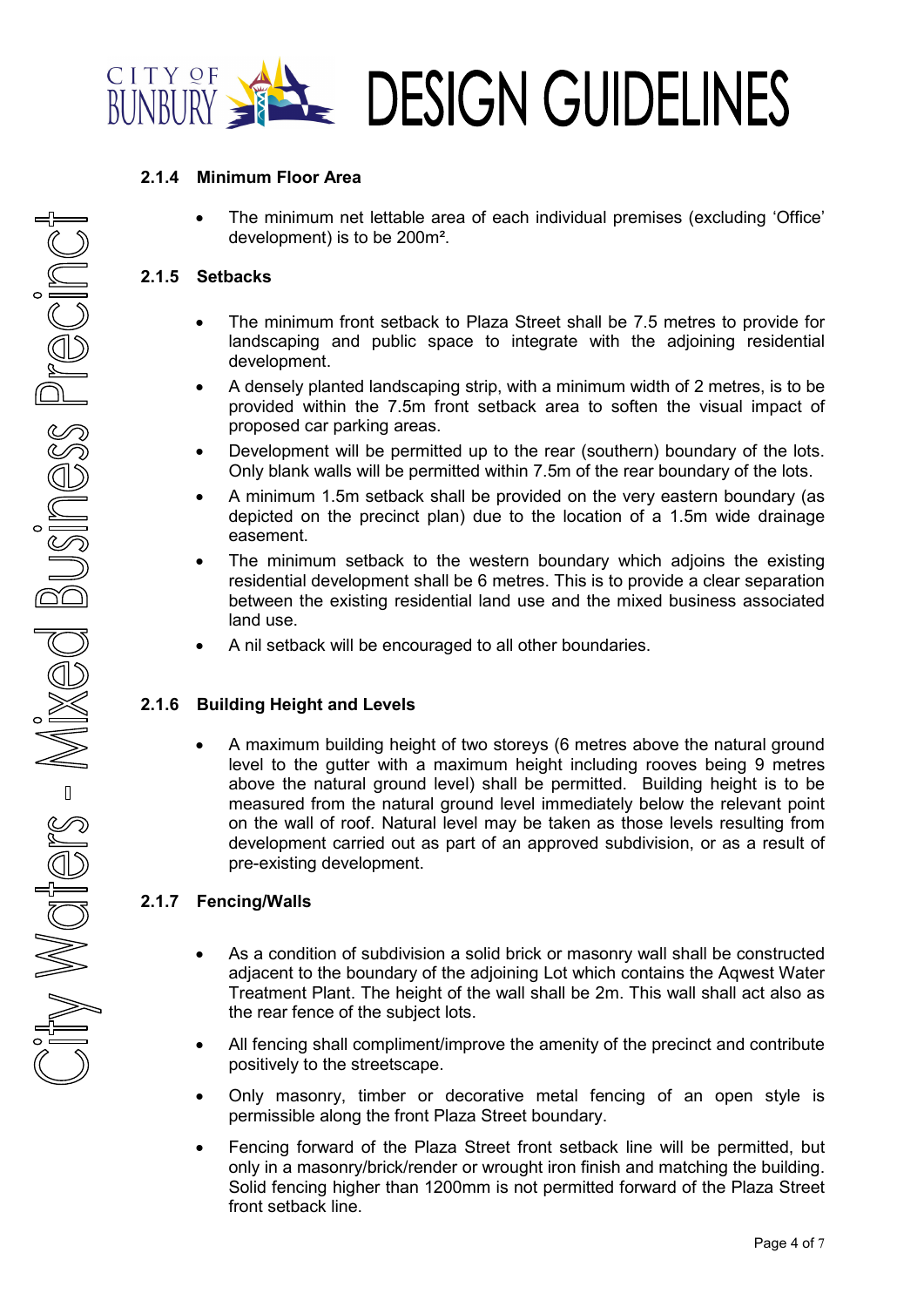### 2.1.4 Minimum Floor Area

- The minimum net lettable area of each individual premises (excluding 'Office' development) is to be 200m².

### 2.1.5 Setbacks

- The minimum front setback to Plaza Street shall be 7.5 metres to provide for landscaping and public space to integrate with the adjoining residential development.
- A densely planted landscaping strip, with a minimum width of 2 metres, is to be provided within the 7.5m front setback area to soften the visual impact of proposed car parking areas.
- Development will be permitted up to the rear (southern) boundary of the lots. Only blank walls will be permitted within 7.5m of the rear boundary of the lots.
- A minimum 1.5m setback shall be provided on the very eastern boundary (as depicted on the precinct plan) due to the location of a 1.5m wide drainage easement.
- The minimum setback to the western boundary which adjoins the existing residential development shall be 6 metres. This is to provide a clear separation between the existing residential land use and the mixed business associated land use.
- A nil setback will be encouraged to all other boundaries.

### 2.1.6 Building Height and Levels

- A maximum building height of two storeys (6 metres above the natural ground level to the gutter with a maximum height including rooves being 9 metres above the natural ground level) shall be permitted. Building height is to be measured from the natural ground level immediately below the relevant point on the wall of roof. Natural level may be taken as those levels resulting from development carried out as part of an approved subdivision, or as a result of pre-existing development.

### 2.1.7 Fencing/Walls

- As a condition of subdivision a solid brick or masonry wall shall be constructed adjacent to the boundary of the adjoining Lot which contains the Aqwest Water Treatment Plant. The height of the wall shall be 2m. This wall shall act also as the rear fence of the subject lots.
- All fencing shall compliment/improve the amenity of the precinct and contribute positively to the streetscape.
- Only masonry, timber or decorative metal fencing of an open style is permissible along the front Plaza Street boundary.
- Fencing forward of the Plaza Street front setback line will be permitted, but only in a masonry/brick/render or wrought iron finish and matching the building. Solid fencing higher than 1200mm is not permitted forward of the Plaza Street front setback line.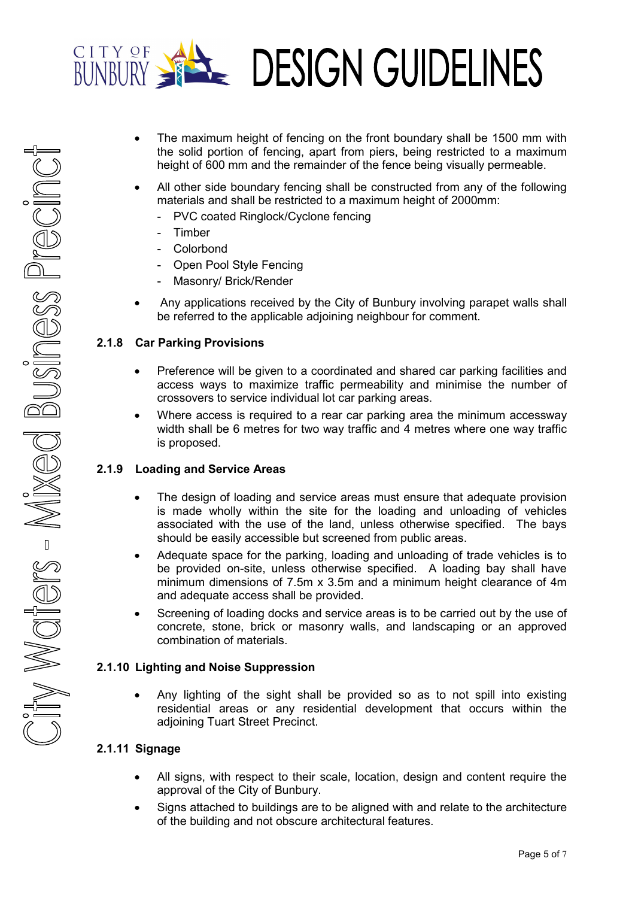- The maximum height of fencing on the front boundary shall be 1500 mm with the solid portion of fencing, apart from piers, being restricted to a maximum height of 600 mm and the remainder of the fence being visually permeable.
- All other side boundary fencing shall be constructed from any of the following materials and shall be restricted to a maximum height of 2000mm:
  - PVC coated Ringlock/Cyclone fencing
  - Timber
  - Colorbond
  - Open Pool Style Fencing
  - Masonry/ Brick/Render
- Any applications received by the City of Bunbury involving parapet walls shall be referred to the applicable adjoining neighbour for comment.

### 2.1.8 Car Parking Provisions

- Preference will be given to a coordinated and shared car parking facilities and access ways to maximize traffic permeability and minimise the number of crossovers to service individual lot car parking areas.
- Where access is required to a rear car parking area the minimum accessway width shall be 6 metres for two way traffic and 4 metres where one way traffic is proposed.

### 2.1.9 Loading and Service Areas

- The design of loading and service areas must ensure that adequate provision is made wholly within the site for the loading and unloading of vehicles associated with the use of the land, unless otherwise specified. The bays should be easily accessible but screened from public areas.
- Adequate space for the parking, loading and unloading of trade vehicles is to be provided on-site, unless otherwise specified. A loading bay shall have minimum dimensions of 7.5m x 3.5m and a minimum height clearance of 4m and adequate access shall be provided.
- Screening of loading docks and service areas is to be carried out by the use of concrete, stone, brick or masonry walls, and landscaping or an approved combination of materials.

### 2.1.10 Lighting and Noise Suppression

- Any lighting of the sight shall be provided so as to not spill into existing residential areas or any residential development that occurs within the adjoining Tuart Street Precinct.

### 2.1.11 Signage

- All signs, with respect to their scale, location, design and content require the approval of the City of Bunbury.
- Signs attached to buildings are to be aligned with and relate to the architecture of the building and not obscure architectural features.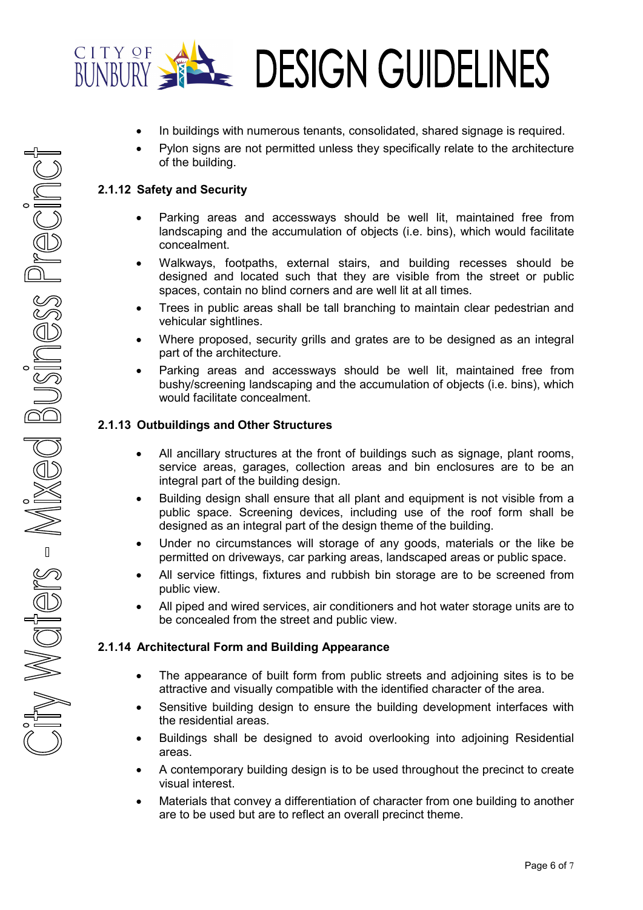- In buildings with numerous tenants, consolidated, shared signage is required.
- Pylon signs are not permitted unless they specifically relate to the architecture of the building.

### 2.1.12 Safety and Security

- Parking areas and accessways should be well lit, maintained free from landscaping and the accumulation of objects (i.e. bins), which would facilitate concealment.
- Walkways, footpaths, external stairs, and building recesses should be designed and located such that they are visible from the street or public spaces, contain no blind corners and are well lit at all times.
- Trees in public areas shall be tall branching to maintain clear pedestrian and vehicular sightlines.
- Where proposed, security grills and grates are to be designed as an integral part of the architecture.
- Parking areas and accessways should be well lit, maintained free from bushy/screening landscaping and the accumulation of objects (i.e. bins), which would facilitate concealment.

### 2.1.13 Outbuildings and Other Structures

- All ancillary structures at the front of buildings such as signage, plant rooms, service areas, garages, collection areas and bin enclosures are to be an integral part of the building design.
- Building design shall ensure that all plant and equipment is not visible from a public space. Screening devices, including use of the roof form shall be designed as an integral part of the design theme of the building.
- Under no circumstances will storage of any goods, materials or the like be permitted on driveways, car parking areas, landscaped areas or public space.
- All service fittings, fixtures and rubbish bin storage are to be screened from public view.
- All piped and wired services, air conditioners and hot water storage units are to be concealed from the street and public view.

### 2.1.14 Architectural Form and Building Appearance

- The appearance of built form from public streets and adjoining sites is to be attractive and visually compatible with the identified character of the area.
- Sensitive building design to ensure the building development interfaces with the residential areas.
- Buildings shall be designed to avoid overlooking into adjoining Residential areas.
- A contemporary building design is to be used throughout the precinct to create visual interest.
- Materials that convey a differentiation of character from one building to another are to be used but are to reflect an overall precinct theme.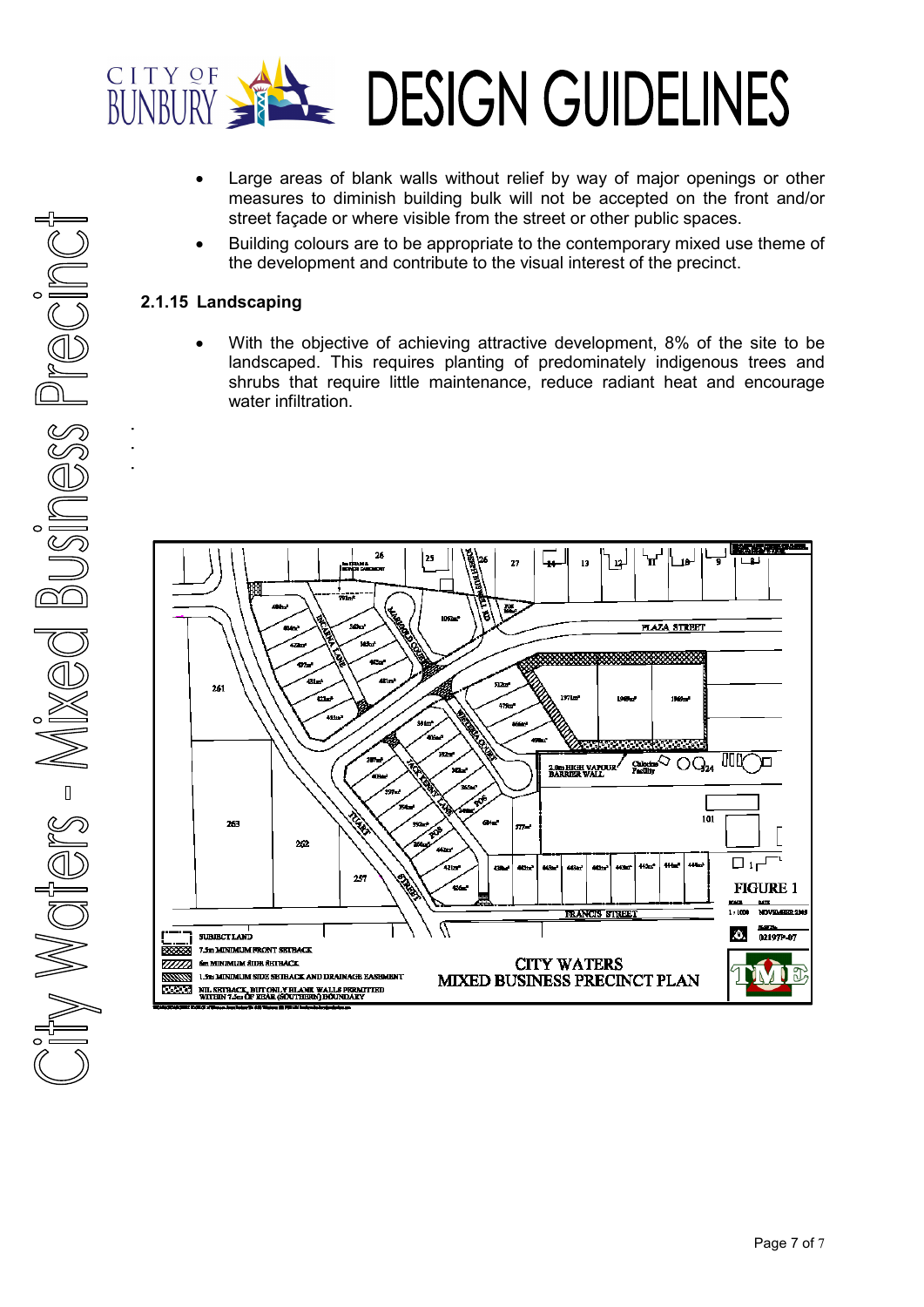- Large areas of blank walls without relief by way of major openings or other measures to diminish building bulk will not be accepted on the front and/or street façade or where visible from the street or other public spaces.
- Building colours are to be appropriate to the contemporary mixed use theme of the development and contribute to the visual interest of the precinct.

### 2.1.15 Landscaping

- With the objective of achieving attractive development, 8% of the site to be landscaped. This requires planting of predominately indigenous trees and shrubs that require little maintenance, reduce radiant heat and encourage water infiltration.

.
.
.

SUBJECT LAND

7.5m MINIMUM FRONT SETBACK

6m MINIMUM SIDE SETBACK

1.5m MINIMUM SIDE SETBACK AND DRAINAGE EASEMENT

NIL SETBACK, BUT ONLY BLANK WALLS PERMITTED WITHIN 7.5m OF REAR (SOUTHERN) BOUNDARY

CITY WATERS MIXED BUSINESS PRECINCT PLAN

FIGURE 1

SCALE 1 : 1000

DATE NOVEMBER 2003

02197P-07